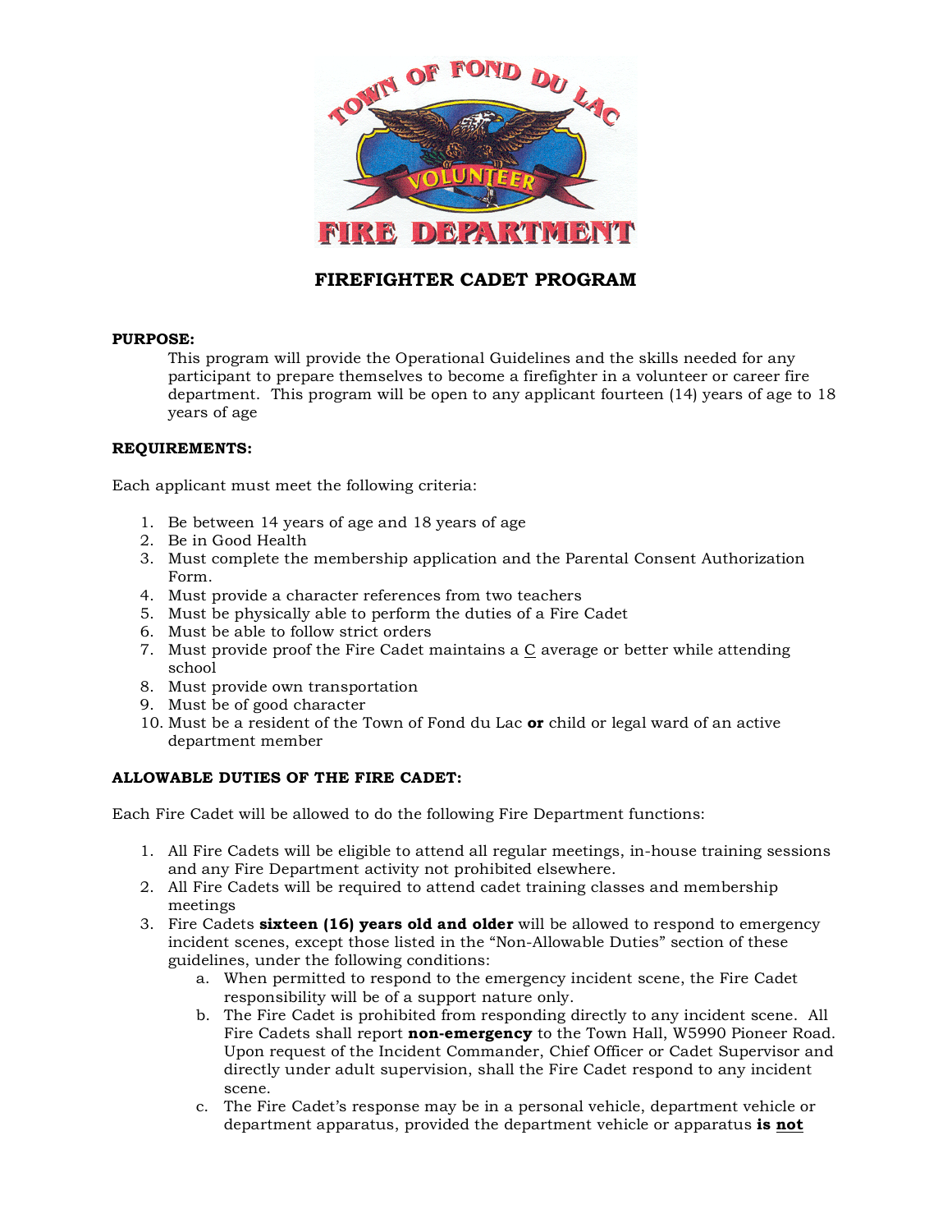# FIREFIGHTER CADET PROGRAM

**PURPOSE:**

This program will provide the Operational Guidelines and the skills needed for any participant to prepare themselves to become a firefighter in a volunteer or career fire department. This program will be open to any applicant fourteen (14) years of age to 18 years of age

**REQUIREMENTS:**

Each applicant must meet the following criteria:

1. Be between 14 years of age and 18 years of age
2. Be in Good Health
3. Must complete the membership application and the Parental Consent Authorization Form.
4. Must provide a character references from two teachers
5. Must be physically able to perform the duties of a Fire Cadet
6. Must be able to follow strict orders
7. Must provide proof the Fire Cadet maintains a <u>C</u> average or better while attending school
8. Must provide own transportation
9. Must be of good character
10. Must be a resident of the Town of Fond du Lac **or** child or legal ward of an active department member

**ALLOWABLE DUTIES OF THE FIRE CADET:**

Each Fire Cadet will be allowed to do the following Fire Department functions:

1. All Fire Cadets will be eligible to attend all regular meetings, in-house training sessions and any Fire Department activity not prohibited elsewhere.
2. All Fire Cadets will be required to attend cadet training classes and membership meetings
3. Fire Cadets **sixteen (16) years old and older** will be allowed to respond to emergency incident scenes, except those listed in the "Non-Allowable Duties" section of these guidelines, under the following conditions:
   a. When permitted to respond to the emergency incident scene, the Fire Cadet responsibility will be of a support nature only.
   b. The Fire Cadet is prohibited from responding directly to any incident scene. All Fire Cadets shall report **non-emergency** to the Town Hall, W5990 Pioneer Road. Upon request of the Incident Commander, Chief Officer or Cadet Supervisor and directly under adult supervision, shall the Fire Cadet respond to any incident scene.
   c. The Fire Cadet's response may be in a personal vehicle, department vehicle or department apparatus, provided the department vehicle or apparatus **is <u>not</u>**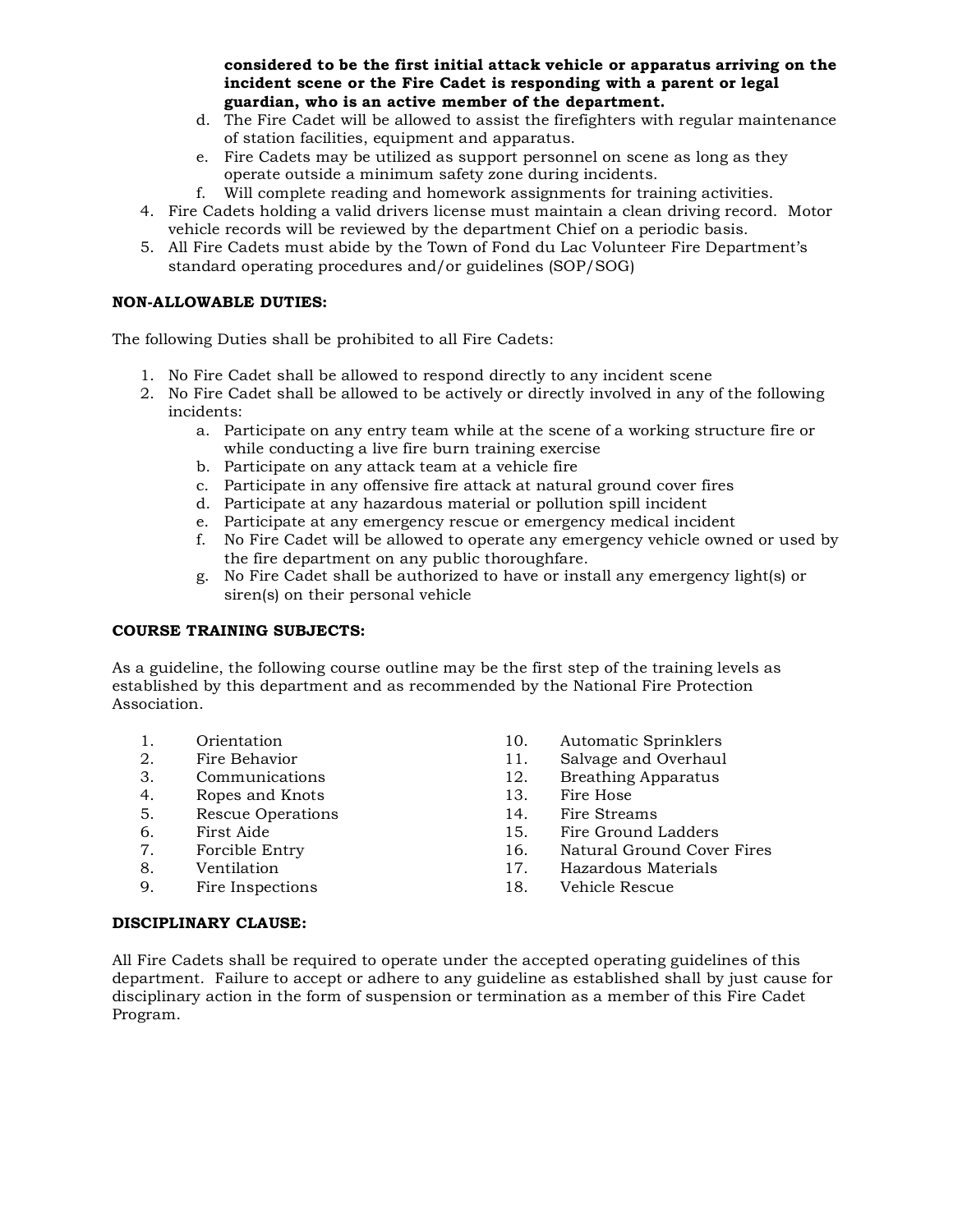**considered to be the first initial attack vehicle or apparatus arriving on the incident scene or the Fire Cadet is responding with a parent or legal guardian, who is an active member of the department.**

   d. The Fire Cadet will be allowed to assist the firefighters with regular maintenance of station facilities, equipment and apparatus.
   e. Fire Cadets may be utilized as support personnel on scene as long as they operate outside a minimum safety zone during incidents.
   f. Will complete reading and homework assignments for training activities.

4. Fire Cadets holding a valid drivers license must maintain a clean driving record. Motor vehicle records will be reviewed by the department Chief on a periodic basis.
5. All Fire Cadets must abide by the Town of Fond du Lac Volunteer Fire Department's standard operating procedures and/or guidelines (SOP/SOG)

**NON-ALLOWABLE DUTIES:**

The following Duties shall be prohibited to all Fire Cadets:

1. No Fire Cadet shall be allowed to respond directly to any incident scene
2. No Fire Cadet shall be allowed to be actively or directly involved in any of the following incidents:
   a. Participate on any entry team while at the scene of a working structure fire or while conducting a live fire burn training exercise
   b. Participate on any attack team at a vehicle fire
   c. Participate in any offensive fire attack at natural ground cover fires
   d. Participate at any hazardous material or pollution spill incident
   e. Participate at any emergency rescue or emergency medical incident
   f. No Fire Cadet will be allowed to operate any emergency vehicle owned or used by the fire department on any public thoroughfare.
   g. No Fire Cadet shall be authorized to have or install any emergency light(s) or siren(s) on their personal vehicle

**COURSE TRAINING SUBJECTS:**

As a guideline, the following course outline may be the first step of the training levels as established by this department and as recommended by the National Fire Protection Association.

1. Orientation
2. Fire Behavior
3. Communications
4. Ropes and Knots
5. Rescue Operations
6. First Aide
7. Forcible Entry
8. Ventilation
9. Fire Inspections
10. Automatic Sprinklers
11. Salvage and Overhaul
12. Breathing Apparatus
13. Fire Hose
14. Fire Streams
15. Fire Ground Ladders
16. Natural Ground Cover Fires
17. Hazardous Materials
18. Vehicle Rescue

**DISCIPLINARY CLAUSE:**

All Fire Cadets shall be required to operate under the accepted operating guidelines of this department. Failure to accept or adhere to any guideline as established shall by just cause for disciplinary action in the form of suspension or termination as a member of this Fire Cadet Program.